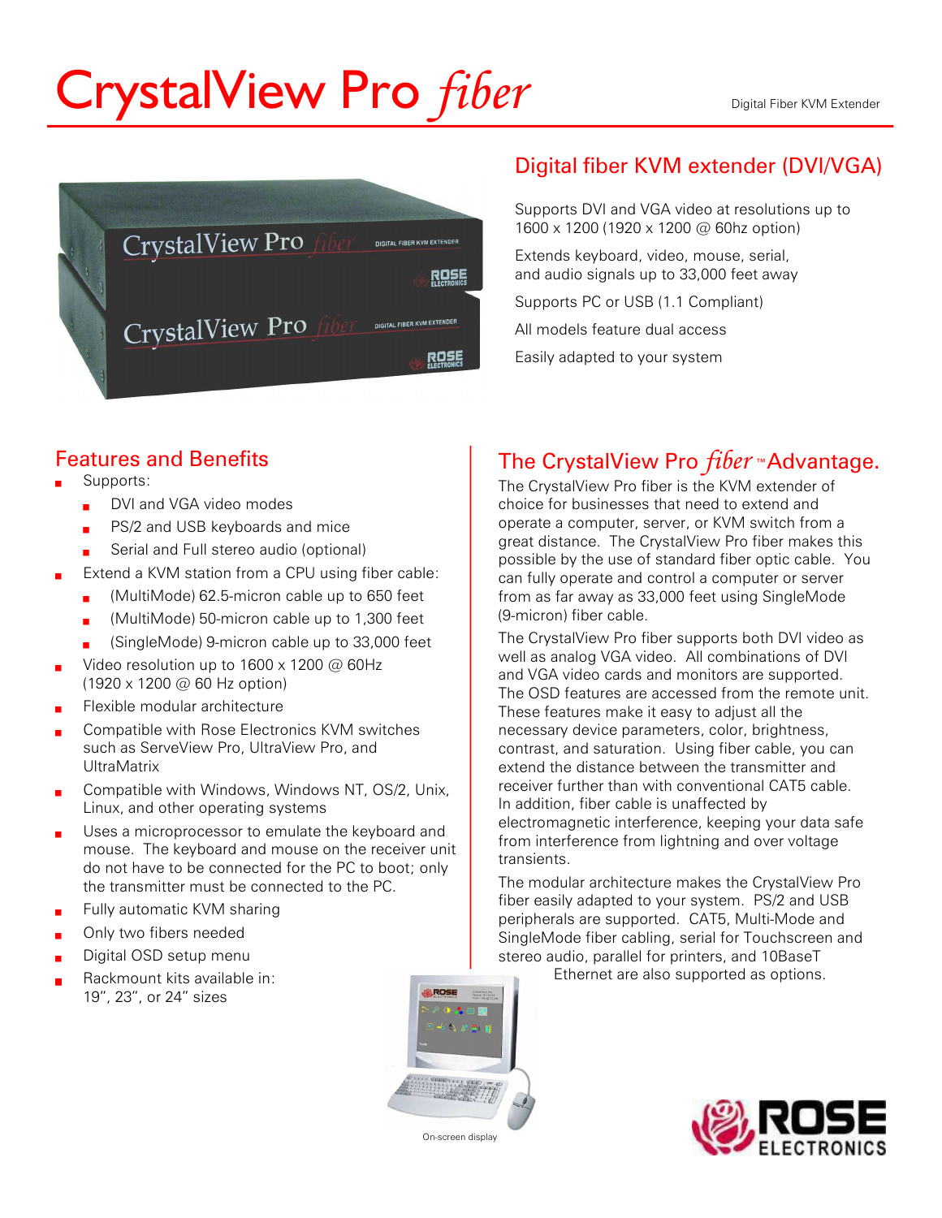# CrystalView Pro *fiber*

Digital Fiber KVM Extender

## Digital fiber KVM extender (DVI/VGA)

Supports DVI and VGA video at resolutions up to 1600 x 1200 (1920 x 1200 @ 60hz option)

Extends keyboard, video, mouse, serial, and audio signals up to 33,000 feet away

Supports PC or USB (1.1 Compliant)

All models feature dual access

Easily adapted to your system

## Features and Benefits

- Supports:
  - DVI and VGA video modes
  - PS/2 and USB keyboards and mice
  - Serial and Full stereo audio (optional)
- Extend a KVM station from a CPU using fiber cable:
  - (MultiMode) 62.5-micron cable up to 650 feet
  - (MultiMode) 50-micron cable up to 1,300 feet
  - (SingleMode) 9-micron cable up to 33,000 feet
- Video resolution up to 1600 x 1200 @ 60Hz (1920 x 1200 @ 60 Hz option)
- Flexible modular architecture
- Compatible with Rose Electronics KVM switches such as ServeView Pro, UltraView Pro, and UltraMatrix
- Compatible with Windows, Windows NT, OS/2, Unix, Linux, and other operating systems
- Uses a microprocessor to emulate the keyboard and mouse. The keyboard and mouse on the receiver unit do not have to be connected for the PC to boot; only the transmitter must be connected to the PC.
- Fully automatic KVM sharing
- Only two fibers needed
- Digital OSD setup menu
- Rackmount kits available in: 19", 23", or 24" sizes

## The CrystalView Pro *fiber*™ Advantage.

The CrystalView Pro fiber is the KVM extender of choice for businesses that need to extend and operate a computer, server, or KVM switch from a great distance. The CrystalView Pro fiber makes this possible by the use of standard fiber optic cable. You can fully operate and control a computer or server from as far away as 33,000 feet using SingleMode (9-micron) fiber cable.

The CrystalView Pro fiber supports both DVI video as well as analog VGA video. All combinations of DVI and VGA video cards and monitors are supported. The OSD features are accessed from the remote unit. These features make it easy to adjust all the necessary device parameters, color, brightness, contrast, and saturation. Using fiber cable, you can extend the distance between the transmitter and receiver further than with conventional CAT5 cable. In addition, fiber cable is unaffected by electromagnetic interference, keeping your data safe from interference from lightning and over voltage transients.

The modular architecture makes the CrystalView Pro fiber easily adapted to your system. PS/2 and USB peripherals are supported. CAT5, Multi-Mode and SingleMode fiber cabling, serial for Touchscreen and stereo audio, parallel for printers, and 10BaseT Ethernet are also supported as options.

On-screen display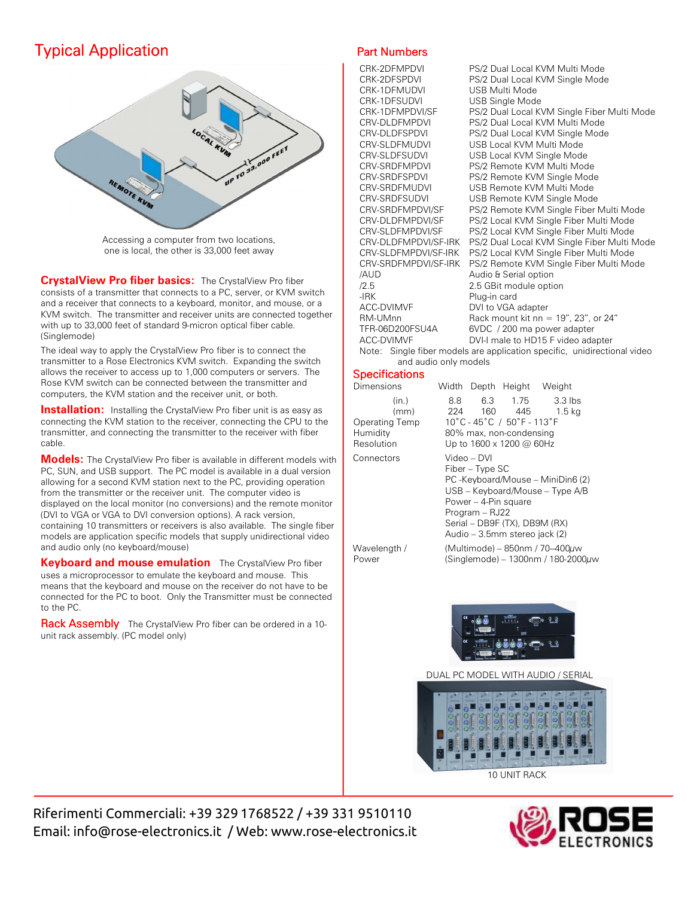## Typical Application

LOCAL KVM

UP TO 33,000 FEET

REMOTE KVM

Accessing a computer from two locations, one is local, the other is 33,000 feet away

**CrystalView Pro fiber basics:** The CrystalView Pro fiber consists of a transmitter that connects to a PC, server, or KVM switch and a receiver that connects to a keyboard, monitor, and mouse, or a KVM switch. The transmitter and receiver units are connected together with up to 33,000 feet of standard 9-micron optical fiber cable. (Singlemode)

The ideal way to apply the CrystalView Pro fiber is to connect the transmitter to a Rose Electronics KVM switch. Expanding the switch allows the receiver to access up to 1,000 computers or servers. The Rose KVM switch can be connected between the transmitter and computers, the KVM station and the receiver unit, or both.

**Installation:** Installing the CrystalView Pro fiber unit is as easy as connecting the KVM station to the receiver, connecting the CPU to the transmitter, and connecting the transmitter to the receiver with fiber cable.

**Models:** The CrystalView Pro fiber is available in different models with PC, SUN, and USB support. The PC model is available in a dual version allowing for a second KVM station next to the PC, providing operation from the transmitter or the receiver unit. The computer video is displayed on the local monitor (no conversions) and the remote monitor (DVI to VGA or VGA to DVI conversion options). A rack version, containing 10 transmitters or receivers is also available. The single fiber models are application specific models that supply unidirectional video and audio only (no keyboard/mouse)

**Keyboard and mouse emulation** The CrystalView Pro fiber uses a microprocessor to emulate the keyboard and mouse. This means that the keyboard and mouse on the receiver do not have to be connected for the PC to boot. Only the Transmitter must be connected to the PC.

**Rack Assembly** The CrystalView Pro fiber can be ordered in a 10-unit rack assembly. (PC model only)

## Part Numbers

| | |
|---|---|
| CRK-2DFMPDVI | PS/2 Dual Local KVM Multi Mode |
| CRK-2DFSPDVI | PS/2 Dual Local KVM Single Mode |
| CRK-1DFMUDVI | USB Multi Mode |
| CRK-1DFSUDVI | USB Single Mode |
| CRK-1DFMPDVI/SF | PS/2 Dual Local KVM Single Fiber Multi Mode |
| CRV-DLDFMPDVI | PS/2 Dual Local KVM Multi Mode |
| CRV-DLDFSPDVI | PS/2 Dual Local KVM Single Mode |
| CRV-SLDFMUDVI | USB Local KVM Multi Mode |
| CRV-SLDFSUDVI | USB Local KVM Single Mode |
| CRV-SRDFMPDVI | PS/2 Remote KVM Multi Mode |
| CRV-SRDFSPDVI | PS/2 Remote KVM Single Mode |
| CRV-SRDFMUDVI | USB Remote KVM Multi Mode |
| CRV-SRDFSUDVI | USB Remote KVM Single Mode |
| CRV-SRDFMPDVI/SF | PS/2 Remote KVM Single Fiber Multi Mode |
| CRV-DLDFMPDVI/SF | PS/2 Local KVM Single Fiber Multi Mode |
| CRV-SLDFMPDVI/SF | PS/2 Local KVM Single Fiber Multi Mode |
| CRV-DLDFMPDVI/SF-IRK | PS/2 Dual Local KVM Single Fiber Multi Mode |
| CRV-SLDFMPDVI/SF-IRK | PS/2 Local KVM Single Fiber Multi Mode |
| CRV-SRDFMPDVI/SF-IRK | PS/2 Remote KVM Single Fiber Multi Mode |
| /AUD | Audio & Serial option |
| /2.5 | 2.5 GBit module option |
| -IRK | Plug-in card |
| ACC-DVIMVF | DVI to VGA adapter |
| RM-UMnn | Rack mount kit nn = 19", 23", or 24" |
| TFR-06D200FSU4A | 6VDC / 200 ma power adapter |
| ACC-DVIMVF | DVI-I male to HD15 F video adapter |

Note: Single fiber models are application specific, unidirectional video and audio only models

## Specifications

| | Width | Depth | Height | Weight |
|---|---|---|---|---|
| Dimensions (in.) | 8.8 | 6.3 | 1.75 | 3.3 lbs |
| (mm) | 224 | 160 | 445 | 1.5 kg |

| | |
|---|---|
| Operating Temp | 10˚C - 45˚C / 50˚F - 113˚F |
| Humidity | 80% max, non-condensing |
| Resolution | Up to 1600 x 1200 @ 60Hz |
| Connectors | Video – DVI<br>Fiber – Type SC<br>PC -Keyboard/Mouse – MiniDin6 (2)<br>USB – Keyboard/Mouse – Type A/B<br>Power – 4-Pin square<br>Program – RJ22<br>Serial – DB9F (TX), DB9M (RX)<br>Audio – 3.5mm stereo jack (2) |
| Wavelength / Power | (Multimode) – 850nm / 70–400µw<br>(Singlemode) – 1300nm / 180-2000µw |

DUAL PC MODEL WITH AUDIO / SERIAL

10 UNIT RACK

Riferimenti Commerciali: +39 329 1768522 / +39 331 9510110
Email: info@rose-electronics.it / Web: www.rose-electronics.it

ROSE ELECTRONICS